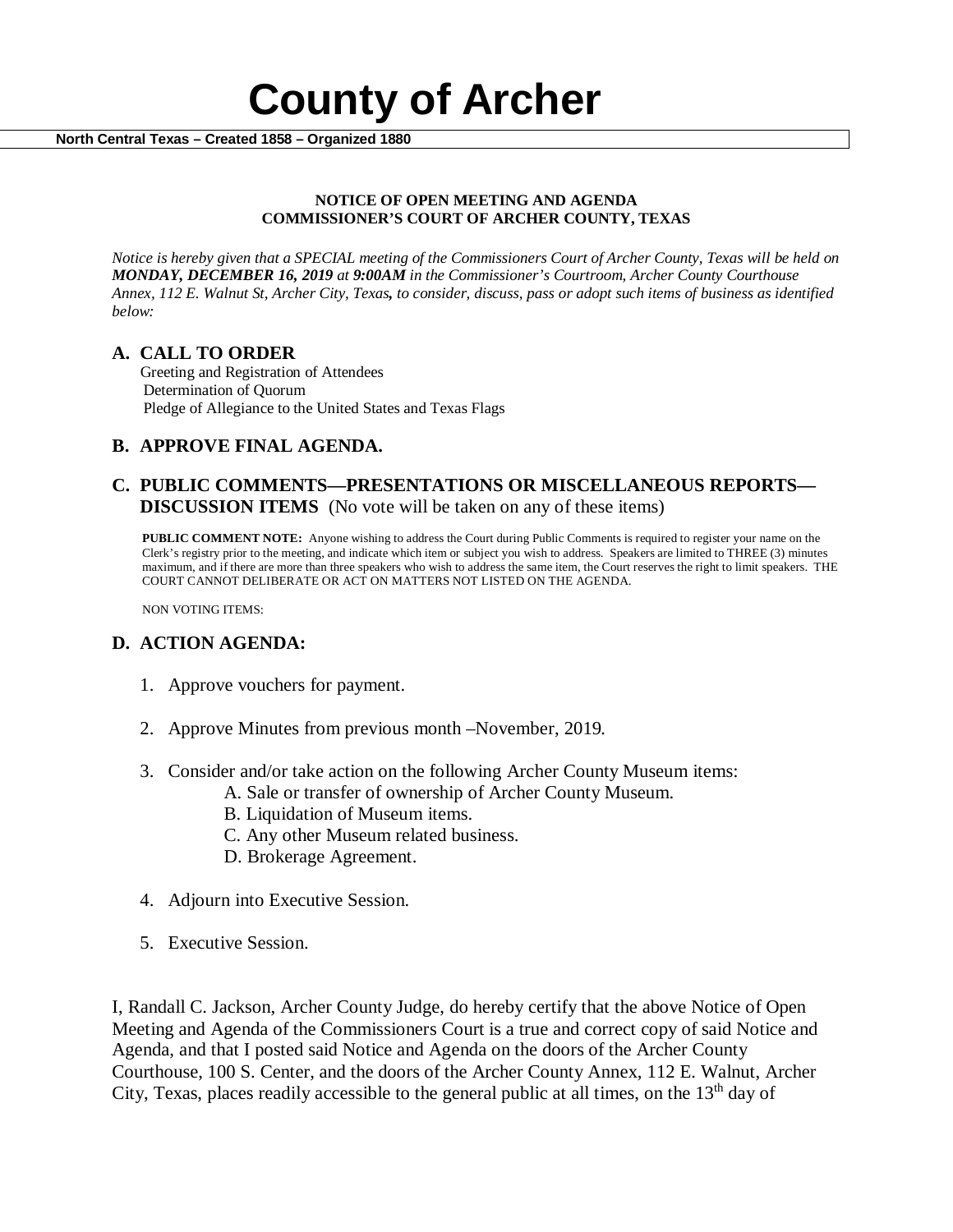# County of Archer

**North Central Texas – Created 1858 – Organized 1880**

**NOTICE OF OPEN MEETING AND AGENDA**
**COMMISSIONER'S COURT OF ARCHER COUNTY, TEXAS**

*Notice is hereby given that a SPECIAL meeting of the Commissioners Court of Archer County, Texas will be held on **MONDAY, DECEMBER 16, 2019** at **9:00AM** in the Commissioner's Courtroom, Archer County Courthouse Annex, 112 E. Walnut St, Archer City, Texas, to consider, discuss, pass or adopt such items of business as identified below:*

## A. CALL TO ORDER

Greeting and Registration of Attendees
Determination of Quorum
Pledge of Allegiance to the United States and Texas Flags

## B. APPROVE FINAL AGENDA.

## C. PUBLIC COMMENTS—PRESENTATIONS OR MISCELLANEOUS REPORTS—DISCUSSION ITEMS (No vote will be taken on any of these items)

**PUBLIC COMMENT NOTE:** Anyone wishing to address the Court during Public Comments is required to register your name on the Clerk's registry prior to the meeting, and indicate which item or subject you wish to address. Speakers are limited to THREE (3) minutes maximum, and if there are more than three speakers who wish to address the same item, the Court reserves the right to limit speakers. THE COURT CANNOT DELIBERATE OR ACT ON MATTERS NOT LISTED ON THE AGENDA.

NON VOTING ITEMS:

## D. ACTION AGENDA:

1. Approve vouchers for payment.
2. Approve Minutes from previous month –November, 2019.
3. Consider and/or take action on the following Archer County Museum items:
   - A. Sale or transfer of ownership of Archer County Museum.
   - B. Liquidation of Museum items.
   - C. Any other Museum related business.
   - D. Brokerage Agreement.
4. Adjourn into Executive Session.
5. Executive Session.

I, Randall C. Jackson, Archer County Judge, do hereby certify that the above Notice of Open Meeting and Agenda of the Commissioners Court is a true and correct copy of said Notice and Agenda, and that I posted said Notice and Agenda on the doors of the Archer County Courthouse, 100 S. Center, and the doors of the Archer County Annex, 112 E. Walnut, Archer City, Texas, places readily accessible to the general public at all times, on the 13th day of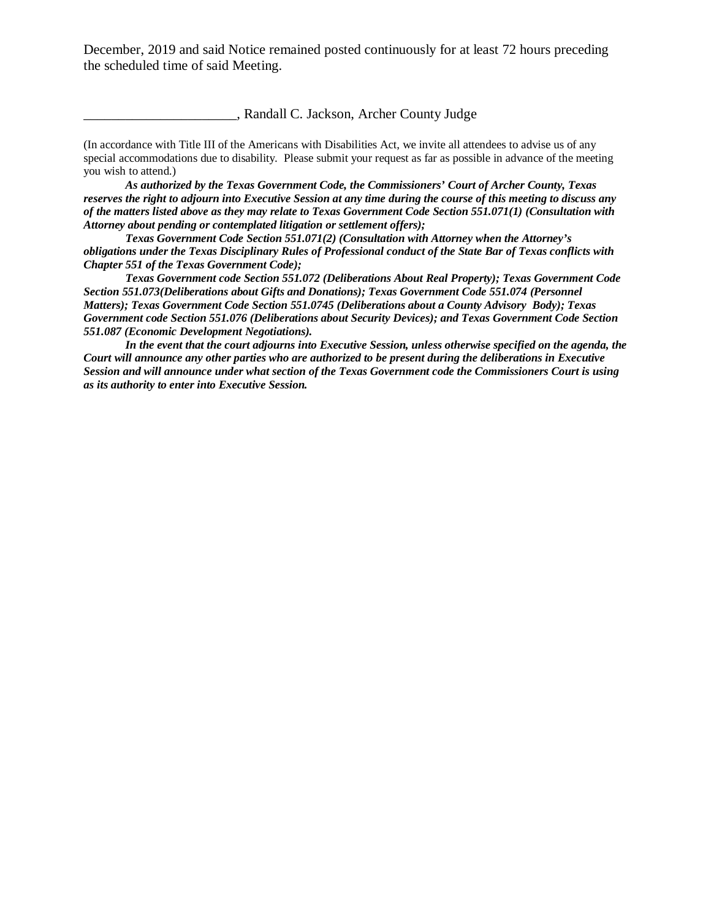December, 2019 and said Notice remained posted continuously for at least 72 hours preceding the scheduled time of said Meeting.

______________________, Randall C. Jackson, Archer County Judge

(In accordance with Title III of the Americans with Disabilities Act, we invite all attendees to advise us of any special accommodations due to disability. Please submit your request as far as possible in advance of the meeting you wish to attend.)

***As authorized by the Texas Government Code, the Commissioners' Court of Archer County, Texas reserves the right to adjourn into Executive Session at any time during the course of this meeting to discuss any of the matters listed above as they may relate to Texas Government Code Section 551.071(1) (Consultation with Attorney about pending or contemplated litigation or settlement offers);***

***Texas Government Code Section 551.071(2) (Consultation with Attorney when the Attorney's obligations under the Texas Disciplinary Rules of Professional conduct of the State Bar of Texas conflicts with Chapter 551 of the Texas Government Code);***

***Texas Government code Section 551.072 (Deliberations About Real Property); Texas Government Code Section 551.073(Deliberations about Gifts and Donations); Texas Government Code 551.074 (Personnel Matters); Texas Government Code Section 551.0745 (Deliberations about a County Advisory Body); Texas Government code Section 551.076 (Deliberations about Security Devices); and Texas Government Code Section 551.087 (Economic Development Negotiations).***

***In the event that the court adjourns into Executive Session, unless otherwise specified on the agenda, the Court will announce any other parties who are authorized to be present during the deliberations in Executive Session and will announce under what section of the Texas Government code the Commissioners Court is using as its authority to enter into Executive Session.***